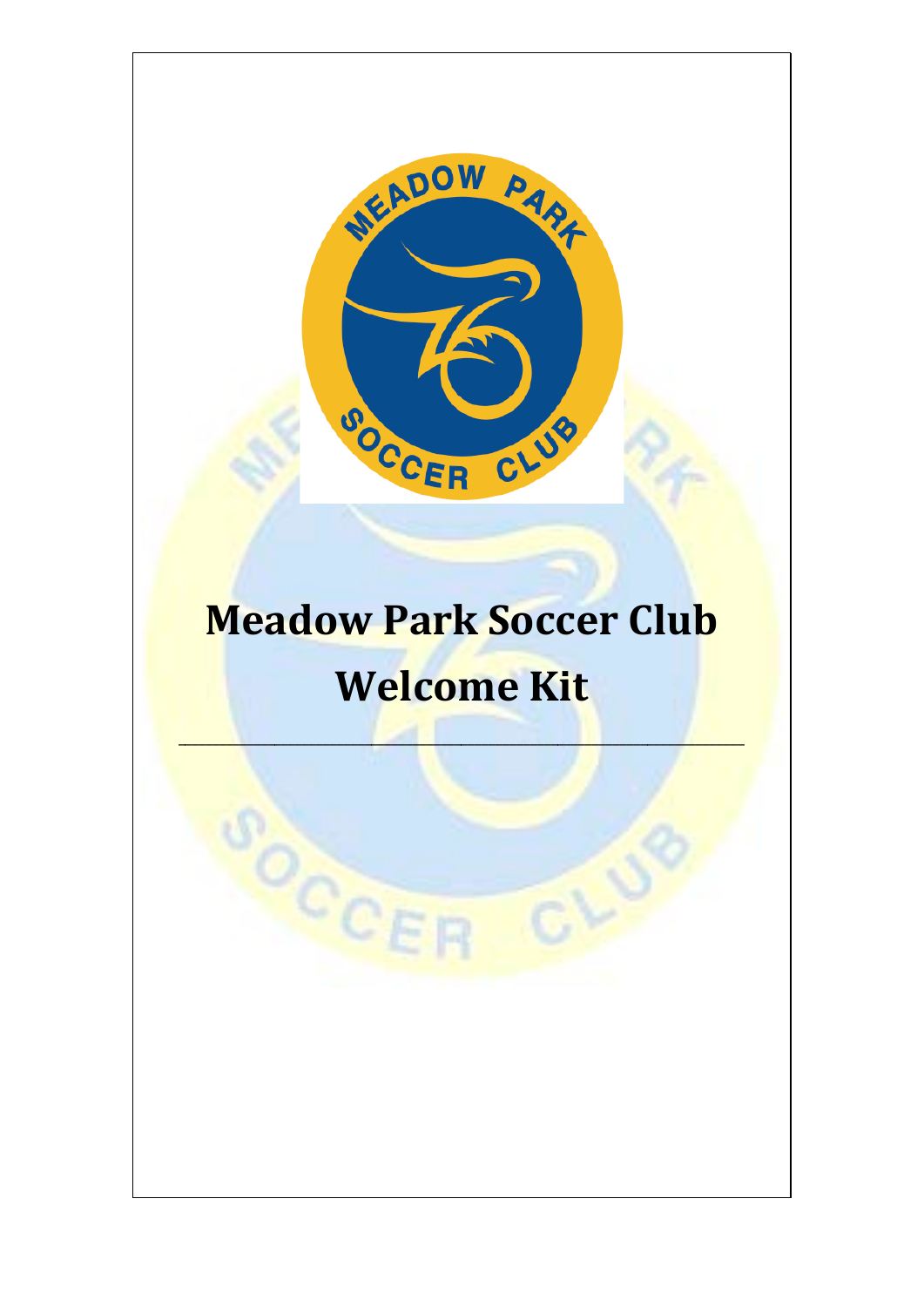# Meadow Park Soccer Club Welcome Kit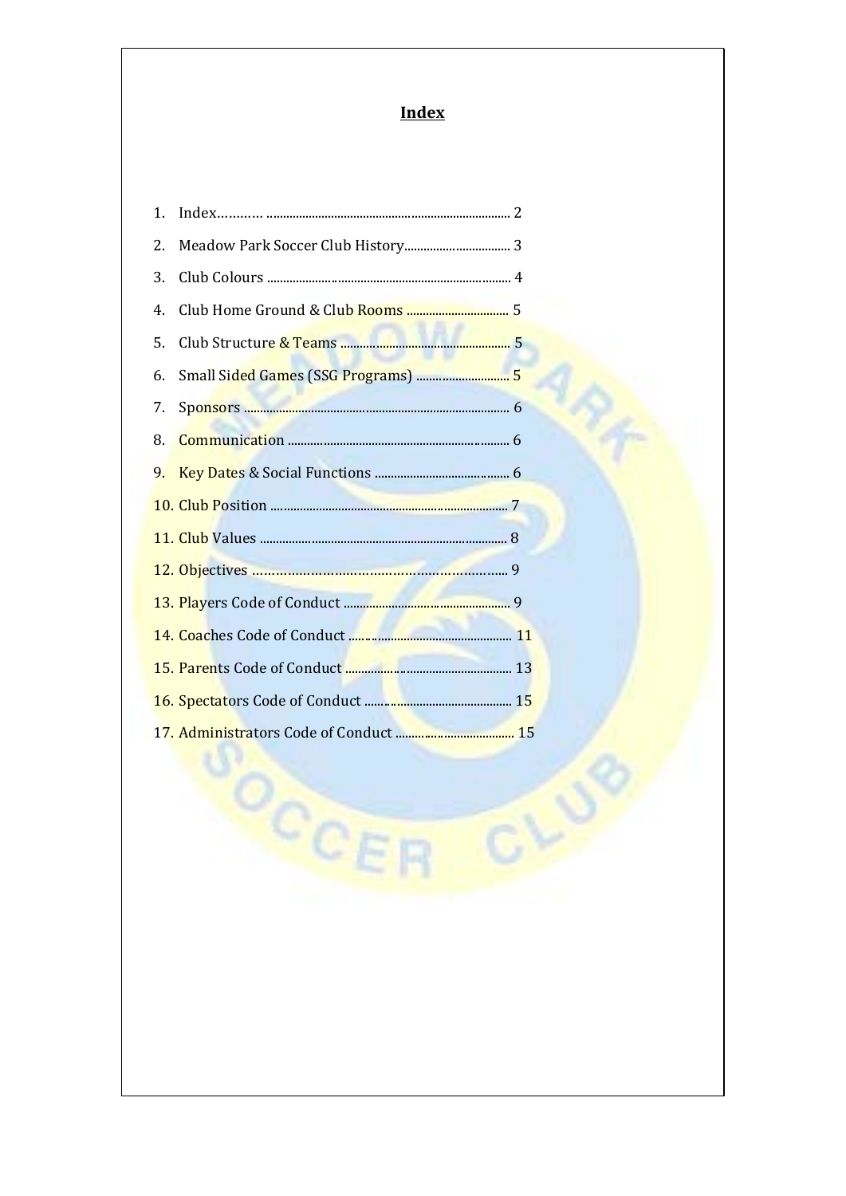# Index

1. Index………… ........................................................................... 2
2. Meadow Park Soccer Club History................................. 3
3. Club Colours ............................................................................ 4
4. Club Home Ground & Club Rooms ................................ 5
5. Club Structure & Teams ..................................................... 5
6. Small Sided Games (SSG Programs) ............................. 5
7. Sponsors .................................................................................... 6
8. Communication ...................................................................... 6
9. Key Dates & Social Functions .......................................... 6
10. Club Position .......................................................................... 7
11. Club Values ............................................................................. 8
12. Objectives ……………………………………………………….... 9
13. Players Code of Conduct .................................................... 9
14. Coaches Code of Conduct .................................................. 11
15. Parents Code of Conduct ................................................... 13
16. Spectators Code of Conduct ............................................. 15
17. Administrators Code of Conduct ..................................... 15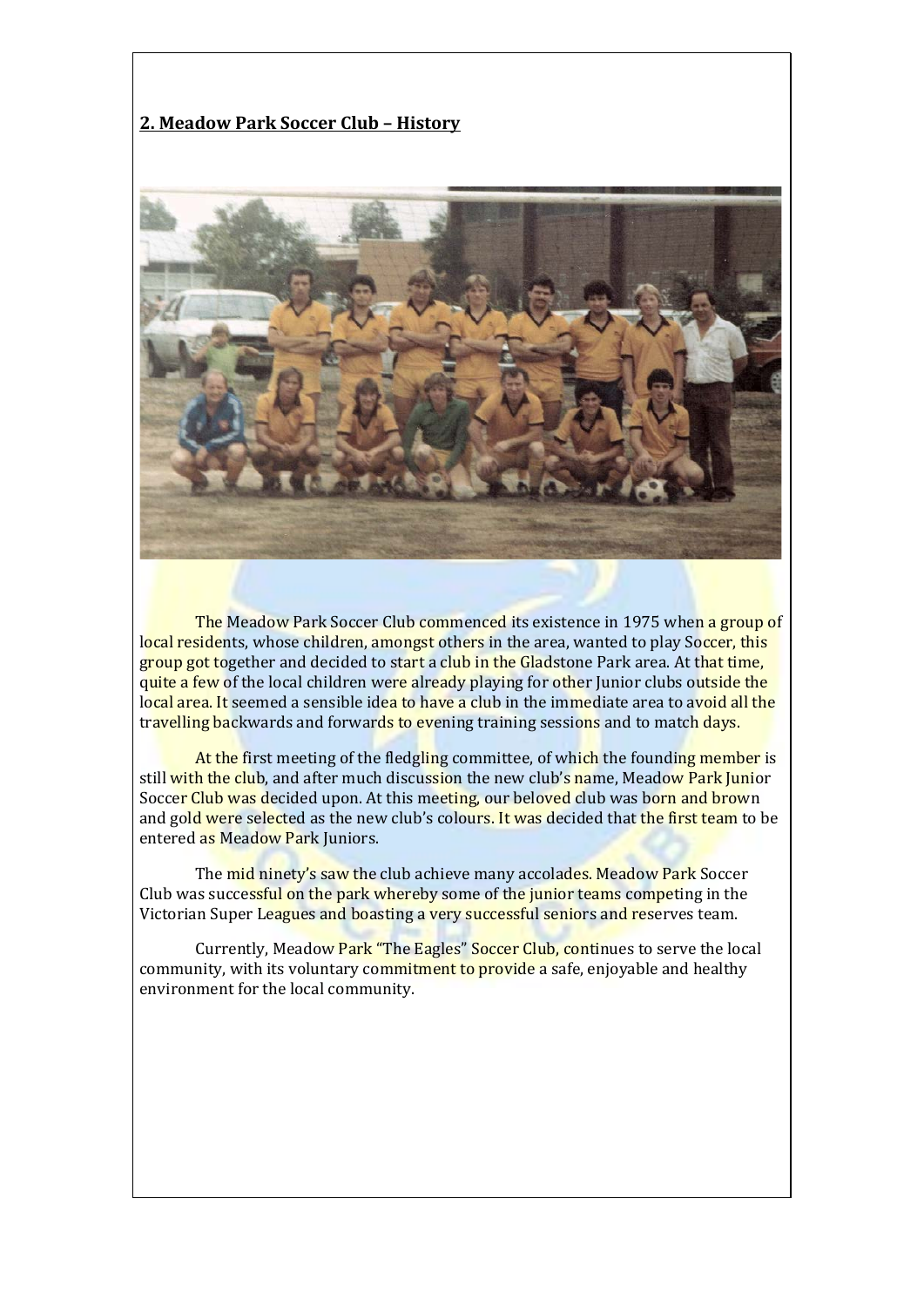## 2. Meadow Park Soccer Club – History

The Meadow Park Soccer Club commenced its existence in 1975 when a group of local residents, whose children, amongst others in the area, wanted to play Soccer, this group got together and decided to start a club in the Gladstone Park area. At that time, quite a few of the local children were already playing for other Junior clubs outside the local area. It seemed a sensible idea to have a club in the immediate area to avoid all the travelling backwards and forwards to evening training sessions and to match days.

At the first meeting of the fledgling committee, of which the founding member is still with the club, and after much discussion the new club's name, Meadow Park Junior Soccer Club was decided upon. At this meeting, our beloved club was born and brown and gold were selected as the new club's colours. It was decided that the first team to be entered as Meadow Park Juniors.

The mid ninety's saw the club achieve many accolades. Meadow Park Soccer Club was successful on the park whereby some of the junior teams competing in the Victorian Super Leagues and boasting a very successful seniors and reserves team.

Currently, Meadow Park "The Eagles" Soccer Club, continues to serve the local community, with its voluntary commitment to provide a safe, enjoyable and healthy environment for the local community.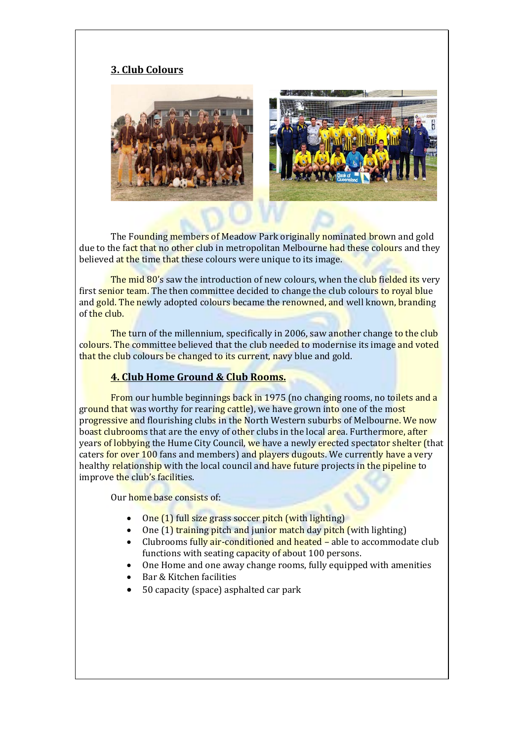## 3. Club Colours

The Founding members of Meadow Park originally nominated brown and gold due to the fact that no other club in metropolitan Melbourne had these colours and they believed at the time that these colours were unique to its image.

The mid 80's saw the introduction of new colours, when the club fielded its very first senior team. The then committee decided to change the club colours to royal blue and gold. The newly adopted colours became the renowned, and well known, branding of the club.

The turn of the millennium, specifically in 2006, saw another change to the club colours. The committee believed that the club needed to modernise its image and voted that the club colours be changed to its current, navy blue and gold.

## 4. Club Home Ground & Club Rooms.

From our humble beginnings back in 1975 (no changing rooms, no toilets and a ground that was worthy for rearing cattle), we have grown into one of the most progressive and flourishing clubs in the North Western suburbs of Melbourne. We now boast clubrooms that are the envy of other clubs in the local area. Furthermore, after years of lobbying the Hume City Council, we have a newly erected spectator shelter (that caters for over 100 fans and members) and players dugouts. We currently have a very healthy relationship with the local council and have future projects in the pipeline to improve the club's facilities.

Our home base consists of:

- One (1) full size grass soccer pitch (with lighting)
- One (1) training pitch and junior match day pitch (with lighting)
- Clubrooms fully air-conditioned and heated – able to accommodate club functions with seating capacity of about 100 persons.
- One Home and one away change rooms, fully equipped with amenities
- Bar & Kitchen facilities
- 50 capacity (space) asphalted car park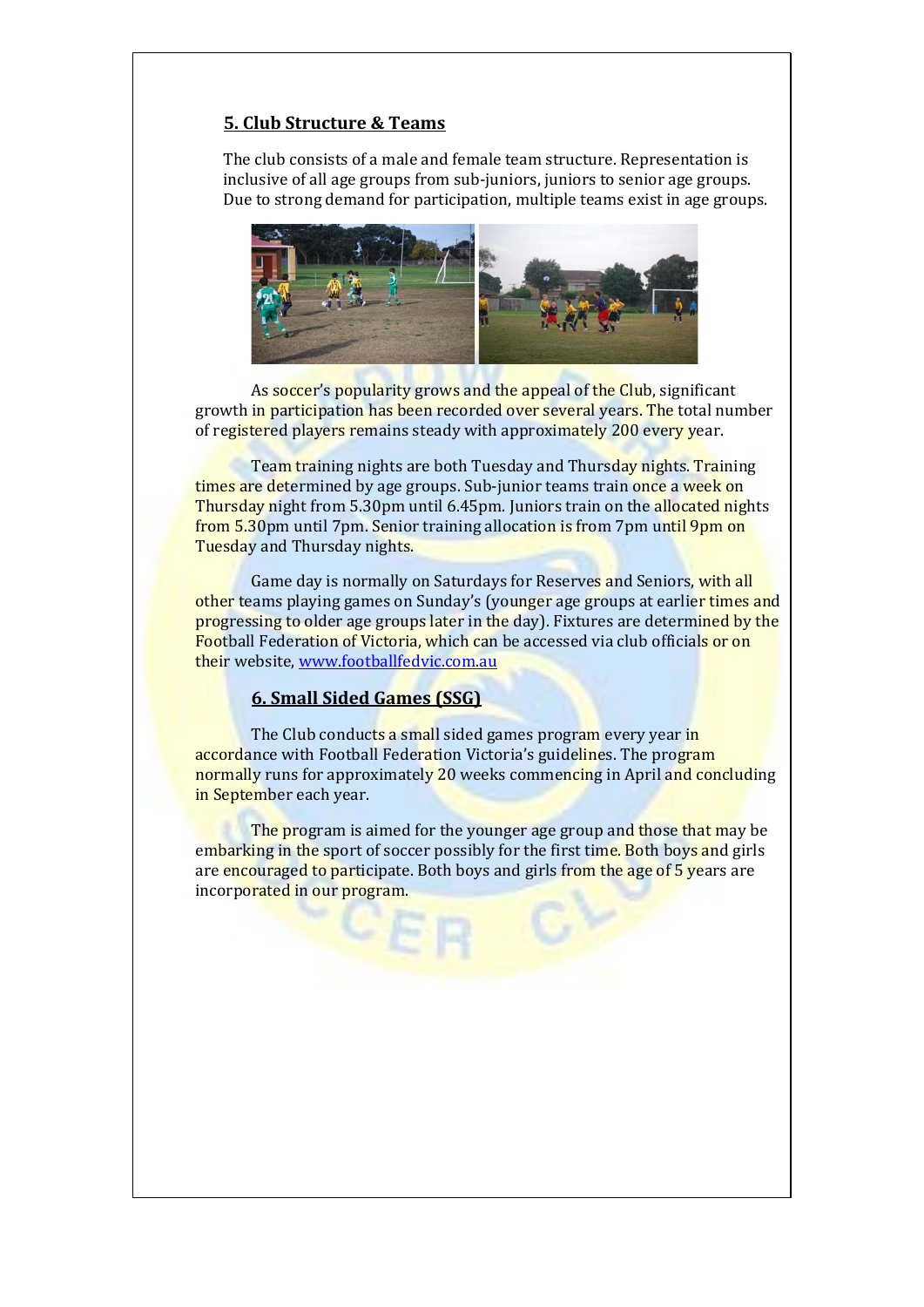## 5. Club Structure & Teams

The club consists of a male and female team structure. Representation is inclusive of all age groups from sub-juniors, juniors to senior age groups. Due to strong demand for participation, multiple teams exist in age groups.

As soccer's popularity grows and the appeal of the Club, significant growth in participation has been recorded over several years. The total number of registered players remains steady with approximately 200 every year.

Team training nights are both Tuesday and Thursday nights. Training times are determined by age groups. Sub-junior teams train once a week on Thursday night from 5.30pm until 6.45pm. Juniors train on the allocated nights from 5.30pm until 7pm. Senior training allocation is from 7pm until 9pm on Tuesday and Thursday nights.

Game day is normally on Saturdays for Reserves and Seniors, with all other teams playing games on Sunday's (younger age groups at earlier times and progressing to older age groups later in the day). Fixtures are determined by the Football Federation of Victoria, which can be accessed via club officials or on their website, www.footballfedvic.com.au

## 6. Small Sided Games (SSG)

The Club conducts a small sided games program every year in accordance with Football Federation Victoria's guidelines. The program normally runs for approximately 20 weeks commencing in April and concluding in September each year.

The program is aimed for the younger age group and those that may be embarking in the sport of soccer possibly for the first time. Both boys and girls are encouraged to participate. Both boys and girls from the age of 5 years are incorporated in our program.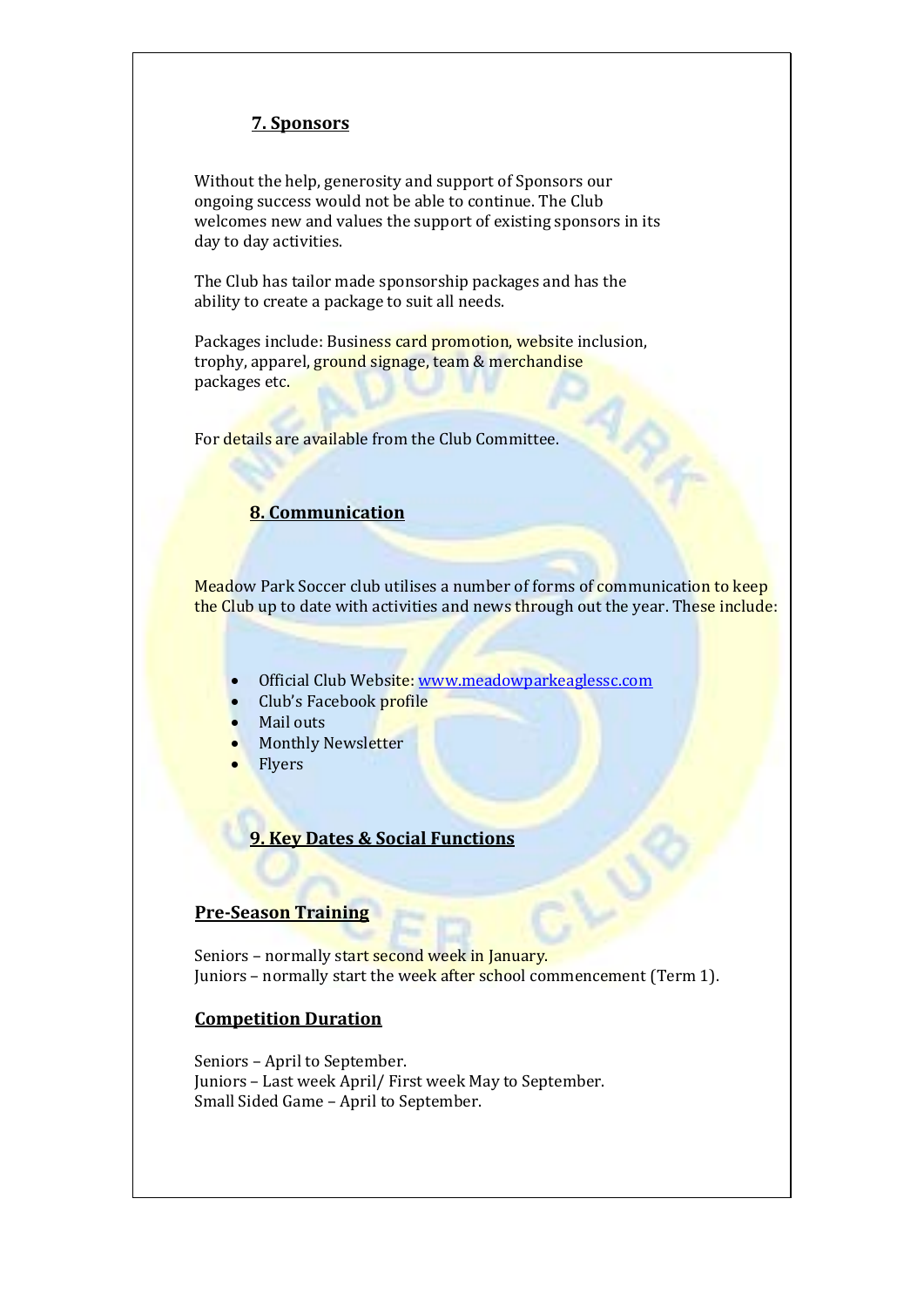## 7. Sponsors

Without the help, generosity and support of Sponsors our ongoing success would not be able to continue. The Club welcomes new and values the support of existing sponsors in its day to day activities.

The Club has tailor made sponsorship packages and has the ability to create a package to suit all needs.

Packages include: Business card promotion, website inclusion, trophy, apparel, ground signage, team & merchandise packages etc.

For details are available from the Club Committee.

## 8. Communication

Meadow Park Soccer club utilises a number of forms of communication to keep the Club up to date with activities and news through out the year. These include:

- Official Club Website: www.meadowparkeaglessc.com
- Club's Facebook profile
- Mail outs
- Monthly Newsletter
- Flyers

## 9. Key Dates & Social Functions

### Pre-Season Training

Seniors – normally start second week in January.
Juniors – normally start the week after school commencement (Term 1).

### Competition Duration

Seniors – April to September.
Juniors – Last week April/ First week May to September.
Small Sided Game – April to September.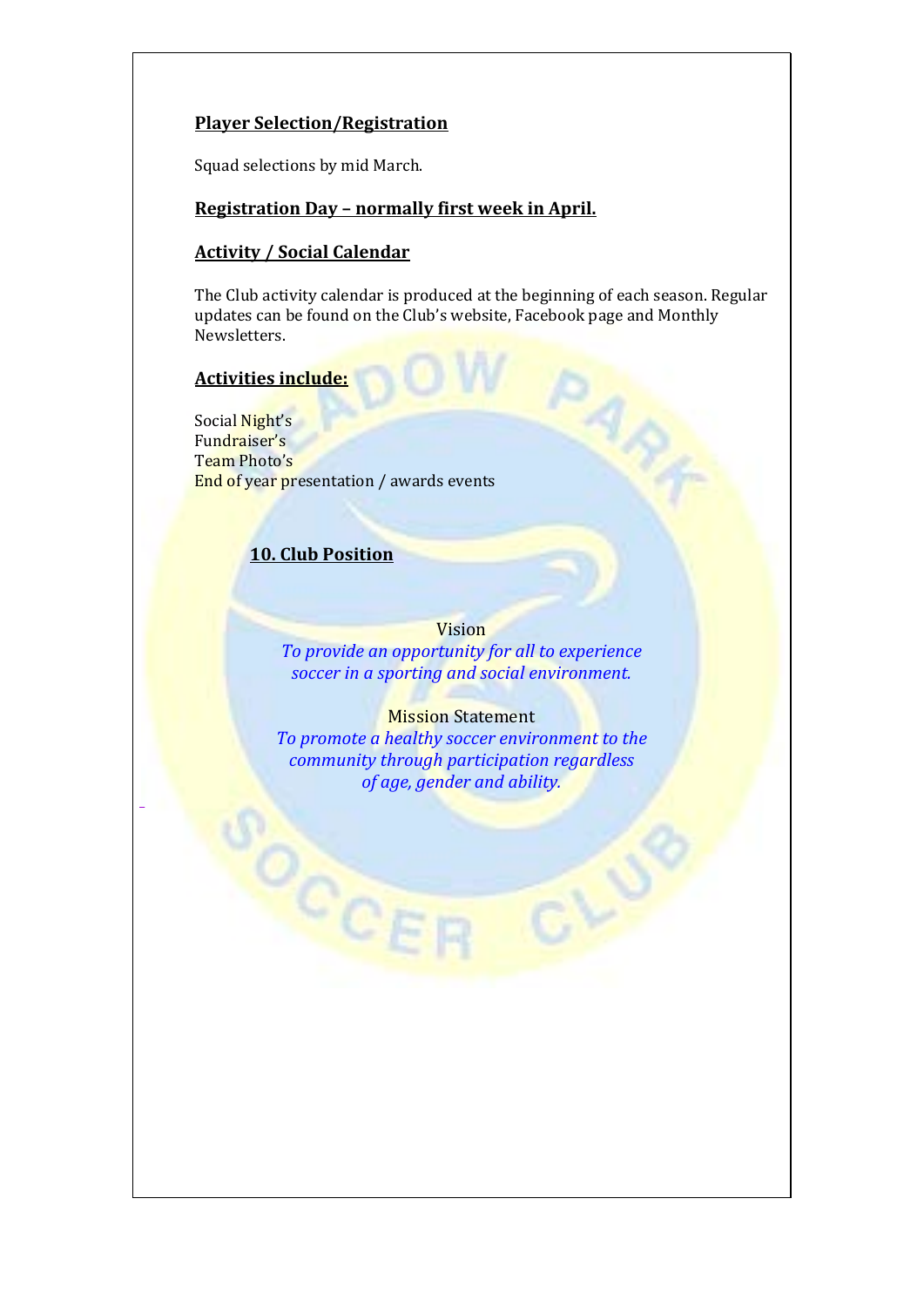**Player Selection/Registration**

Squad selections by mid March.

**Registration Day – normally first week in April.**

**Activity / Social Calendar**

The Club activity calendar is produced at the beginning of each season. Regular updates can be found on the Club's website, Facebook page and Monthly Newsletters.

**Activities include:**

Social Night's
Fundraiser's
Team Photo's
End of year presentation / awards events

## 10. Club Position

Vision

*To provide an opportunity for all to experience soccer in a sporting and social environment.*

Mission Statement

*To promote a healthy soccer environment to the community through participation regardless of age, gender and ability.*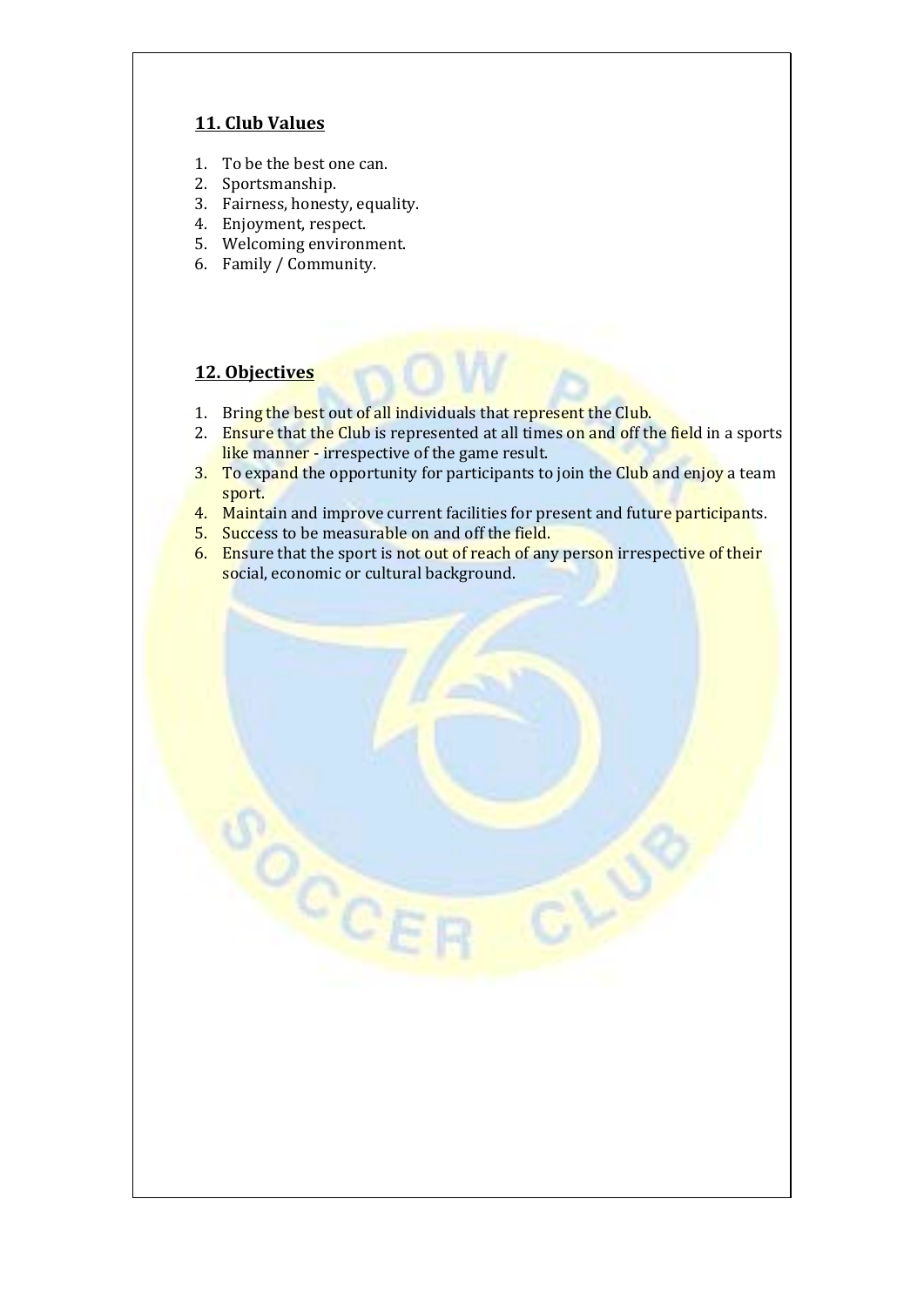## 11. Club Values

1. To be the best one can.
2. Sportsmanship.
3. Fairness, honesty, equality.
4. Enjoyment, respect.
5. Welcoming environment.
6. Family / Community.

## 12. Objectives

1. Bring the best out of all individuals that represent the Club.
2. Ensure that the Club is represented at all times on and off the field in a sports like manner - irrespective of the game result.
3. To expand the opportunity for participants to join the Club and enjoy a team sport.
4. Maintain and improve current facilities for present and future participants.
5. Success to be measurable on and off the field.
6. Ensure that the sport is not out of reach of any person irrespective of their social, economic or cultural background.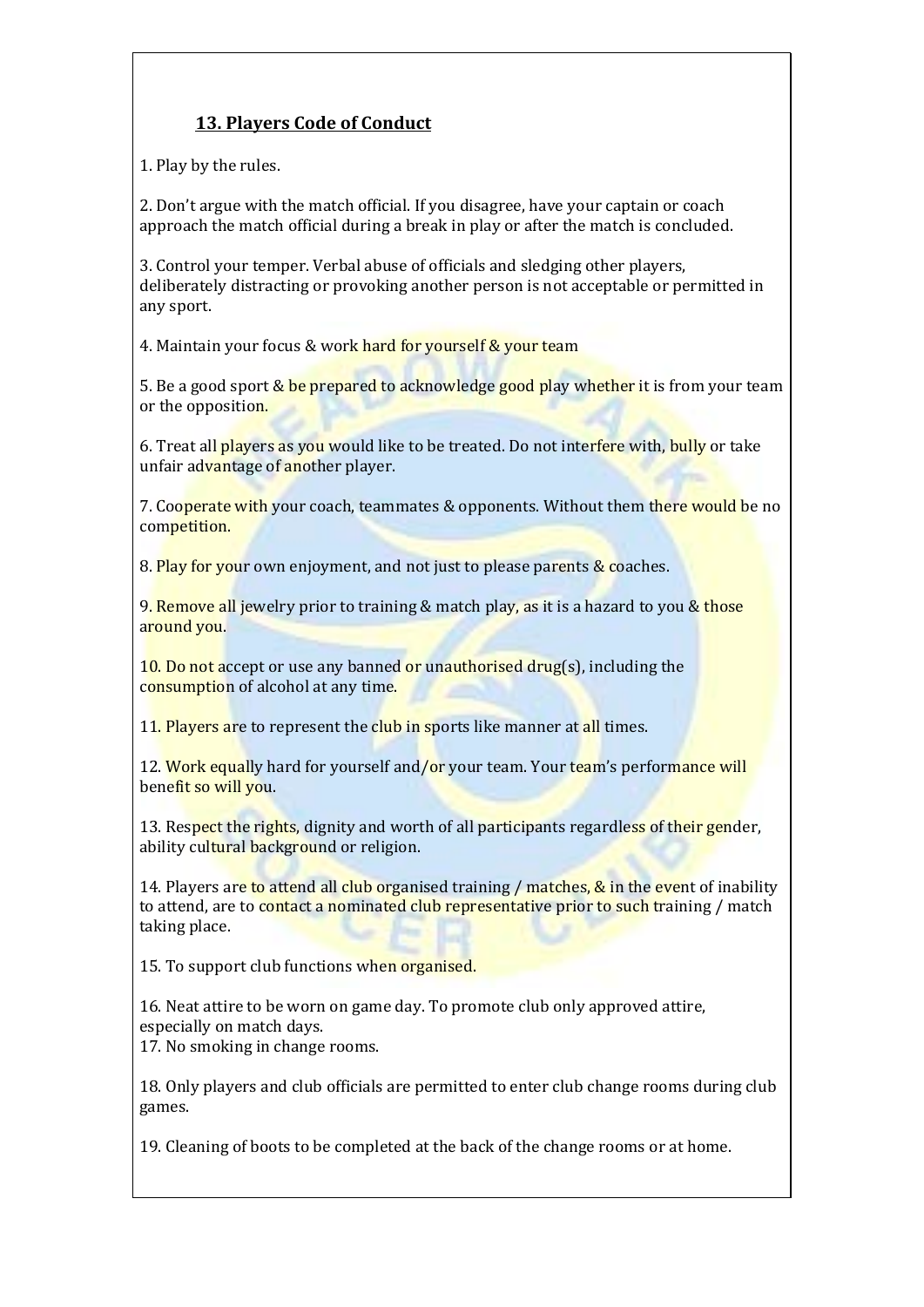## 13. Players Code of Conduct

1. Play by the rules.

2. Don't argue with the match official. If you disagree, have your captain or coach approach the match official during a break in play or after the match is concluded.

3. Control your temper. Verbal abuse of officials and sledging other players, deliberately distracting or provoking another person is not acceptable or permitted in any sport.

4. Maintain your focus & work hard for yourself & your team

5. Be a good sport & be prepared to acknowledge good play whether it is from your team or the opposition.

6. Treat all players as you would like to be treated. Do not interfere with, bully or take unfair advantage of another player.

7. Cooperate with your coach, teammates & opponents. Without them there would be no competition.

8. Play for your own enjoyment, and not just to please parents & coaches.

9. Remove all jewelry prior to training & match play, as it is a hazard to you & those around you.

10. Do not accept or use any banned or unauthorised drug(s), including the consumption of alcohol at any time.

11. Players are to represent the club in sports like manner at all times.

12. Work equally hard for yourself and/or your team. Your team's performance will benefit so will you.

13. Respect the rights, dignity and worth of all participants regardless of their gender, ability cultural background or religion.

14. Players are to attend all club organised training / matches, & in the event of inability to attend, are to contact a nominated club representative prior to such training / match taking place.

15. To support club functions when organised.

16. Neat attire to be worn on game day. To promote club only approved attire, especially on match days.

17. No smoking in change rooms.

18. Only players and club officials are permitted to enter club change rooms during club games.

19. Cleaning of boots to be completed at the back of the change rooms or at home.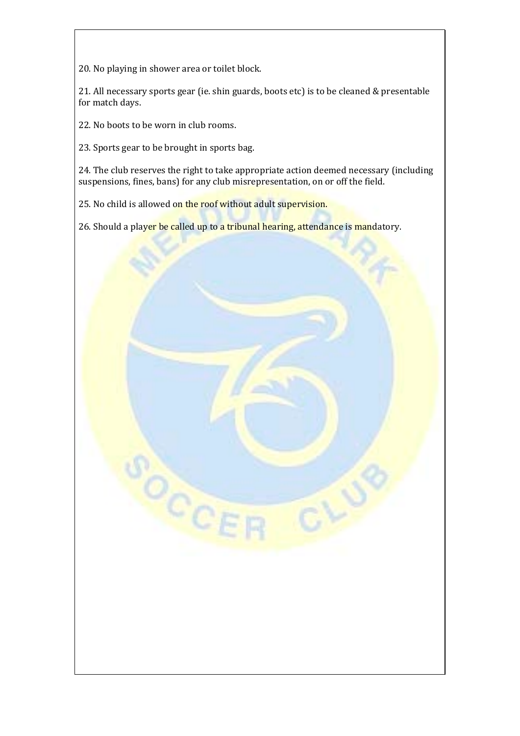20. No playing in shower area or toilet block.

21. All necessary sports gear (ie. shin guards, boots etc) is to be cleaned & presentable for match days.

22. No boots to be worn in club rooms.

23. Sports gear to be brought in sports bag.

24. The club reserves the right to take appropriate action deemed necessary (including suspensions, fines, bans) for any club misrepresentation, on or off the field.

25. No child is allowed on the roof without adult supervision.

26. Should a player be called up to a tribunal hearing, attendance is mandatory.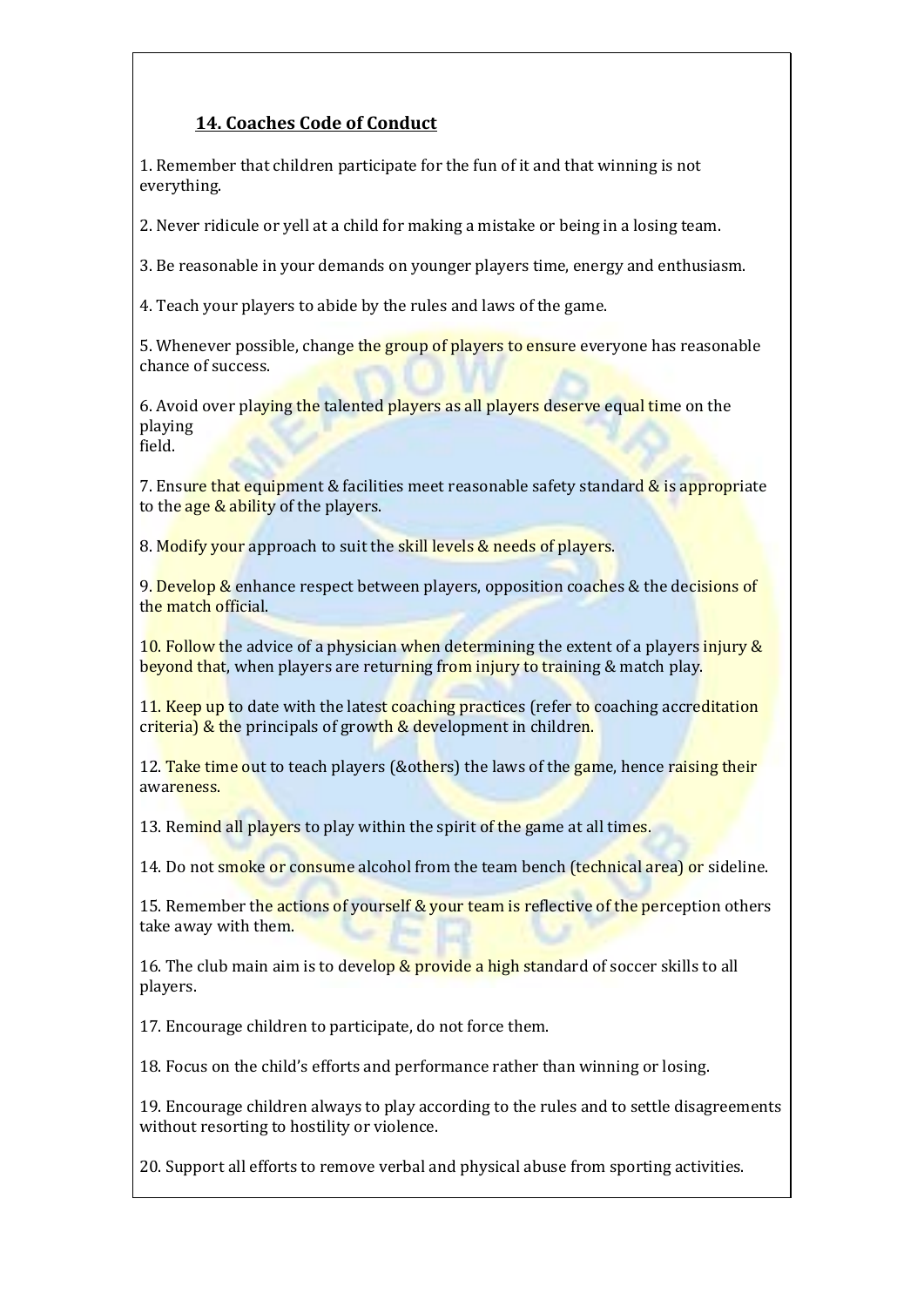## 14. Coaches Code of Conduct

1. Remember that children participate for the fun of it and that winning is not everything.

2. Never ridicule or yell at a child for making a mistake or being in a losing team.

3. Be reasonable in your demands on younger players time, energy and enthusiasm.

4. Teach your players to abide by the rules and laws of the game.

5. Whenever possible, change the group of players to ensure everyone has reasonable chance of success.

6. Avoid over playing the talented players as all players deserve equal time on the playing field.

7. Ensure that equipment & facilities meet reasonable safety standard & is appropriate to the age & ability of the players.

8. Modify your approach to suit the skill levels & needs of players.

9. Develop & enhance respect between players, opposition coaches & the decisions of the match official.

10. Follow the advice of a physician when determining the extent of a players injury & beyond that, when players are returning from injury to training & match play.

11. Keep up to date with the latest coaching practices (refer to coaching accreditation criteria) & the principals of growth & development in children.

12. Take time out to teach players (&others) the laws of the game, hence raising their awareness.

13. Remind all players to play within the spirit of the game at all times.

14. Do not smoke or consume alcohol from the team bench (technical area) or sideline.

15. Remember the actions of yourself & your team is reflective of the perception others take away with them.

16. The club main aim is to develop & provide a high standard of soccer skills to all players.

17. Encourage children to participate, do not force them.

18. Focus on the child's efforts and performance rather than winning or losing.

19. Encourage children always to play according to the rules and to settle disagreements without resorting to hostility or violence.

20. Support all efforts to remove verbal and physical abuse from sporting activities.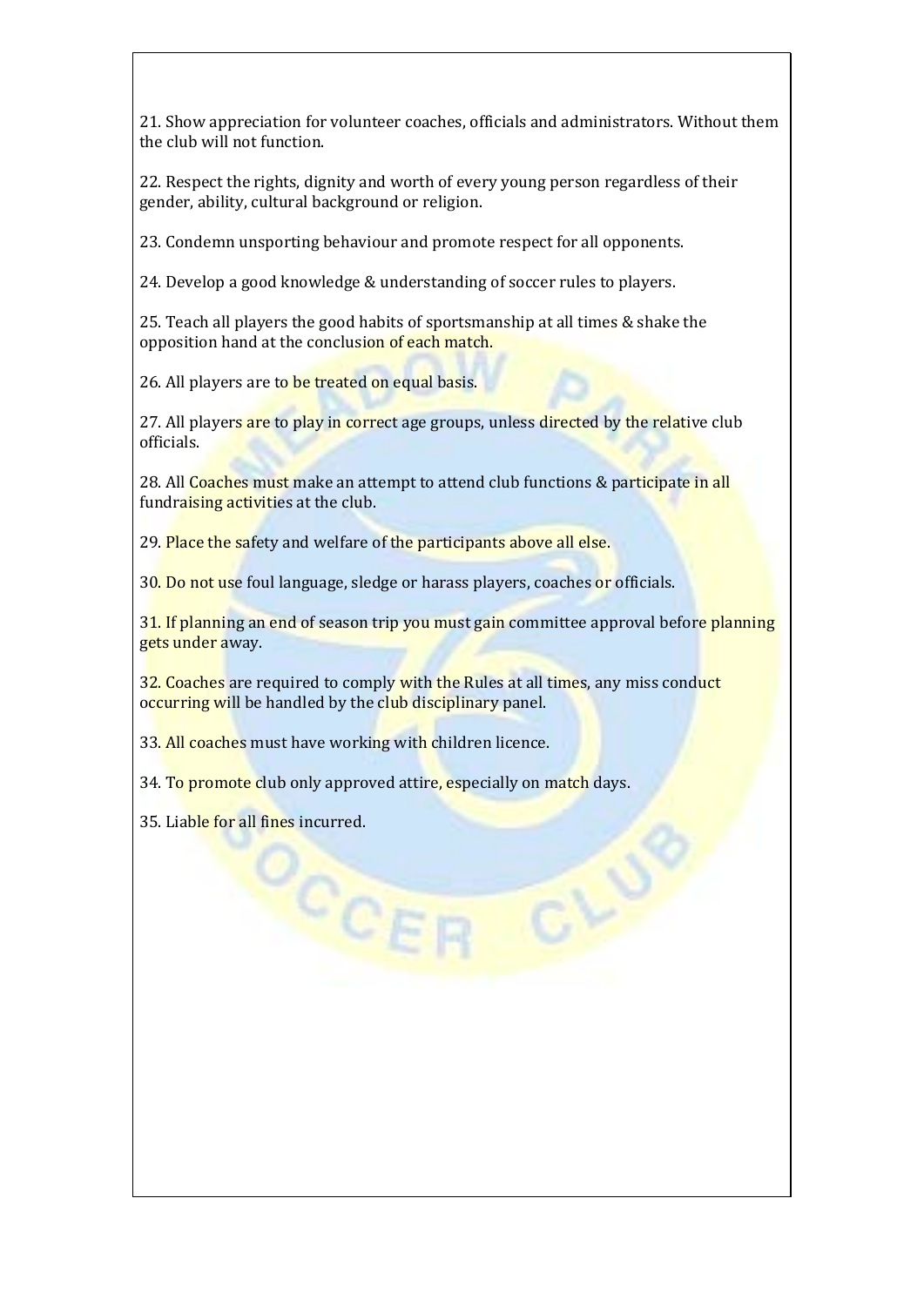21. Show appreciation for volunteer coaches, officials and administrators. Without them the club will not function.

22. Respect the rights, dignity and worth of every young person regardless of their gender, ability, cultural background or religion.

23. Condemn unsporting behaviour and promote respect for all opponents.

24. Develop a good knowledge & understanding of soccer rules to players.

25. Teach all players the good habits of sportsmanship at all times & shake the opposition hand at the conclusion of each match.

26. All players are to be treated on equal basis.

27. All players are to play in correct age groups, unless directed by the relative club officials.

28. All Coaches must make an attempt to attend club functions & participate in all fundraising activities at the club.

29. Place the safety and welfare of the participants above all else.

30. Do not use foul language, sledge or harass players, coaches or officials.

31. If planning an end of season trip you must gain committee approval before planning gets under away.

32. Coaches are required to comply with the Rules at all times, any miss conduct occurring will be handled by the club disciplinary panel.

33. All coaches must have working with children licence.

34. To promote club only approved attire, especially on match days.

35. Liable for all fines incurred.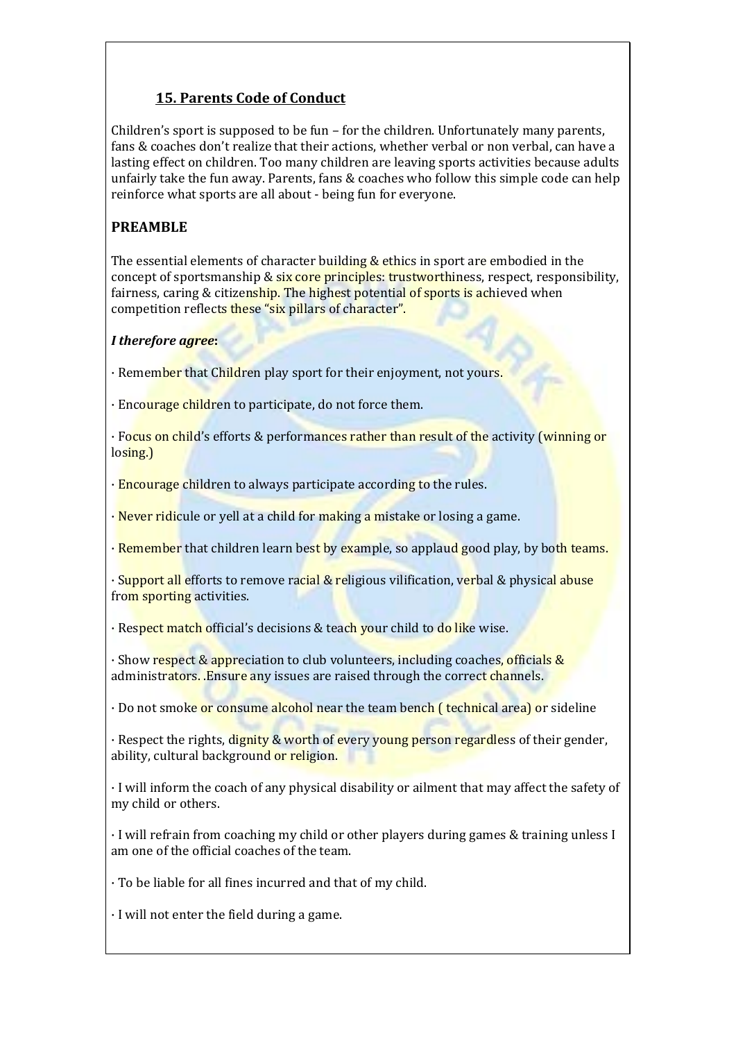## 15. Parents Code of Conduct

Children's sport is supposed to be fun – for the children. Unfortunately many parents, fans & coaches don't realize that their actions, whether verbal or non verbal, can have a lasting effect on children. Too many children are leaving sports activities because adults unfairly take the fun away. Parents, fans & coaches who follow this simple code can help reinforce what sports are all about - being fun for everyone.

### PREAMBLE

The essential elements of character building & ethics in sport are embodied in the concept of sportsmanship & six core principles: trustworthiness, respect, responsibility, fairness, caring & citizenship. The highest potential of sports is achieved when competition reflects these "six pillars of character".

***I therefore agree*:**

· Remember that Children play sport for their enjoyment, not yours.

· Encourage children to participate, do not force them.

· Focus on child's efforts & performances rather than result of the activity (winning or losing.)

· Encourage children to always participate according to the rules.

· Never ridicule or yell at a child for making a mistake or losing a game.

· Remember that children learn best by example, so applaud good play, by both teams.

· Support all efforts to remove racial & religious vilification, verbal & physical abuse from sporting activities.

· Respect match official's decisions & teach your child to do like wise.

· Show respect & appreciation to club volunteers, including coaches, officials & administrators. .Ensure any issues are raised through the correct channels.

· Do not smoke or consume alcohol near the team bench ( technical area) or sideline

· Respect the rights, dignity & worth of every young person regardless of their gender, ability, cultural background or religion.

· I will inform the coach of any physical disability or ailment that may affect the safety of my child or others.

· I will refrain from coaching my child or other players during games & training unless I am one of the official coaches of the team.

· To be liable for all fines incurred and that of my child.

· I will not enter the field during a game.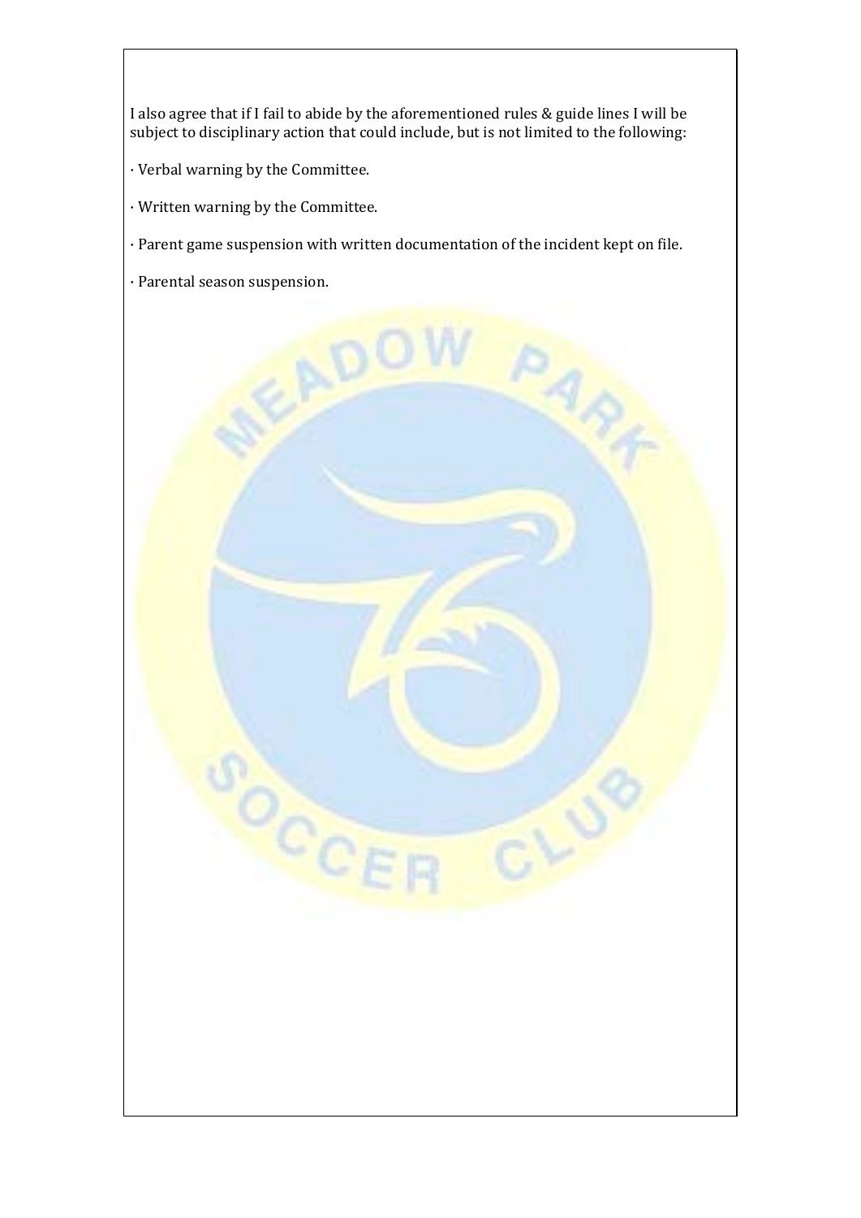I also agree that if I fail to abide by the aforementioned rules & guide lines I will be subject to disciplinary action that could include, but is not limited to the following:

· Verbal warning by the Committee.

· Written warning by the Committee.

· Parent game suspension with written documentation of the incident kept on file.

· Parental season suspension.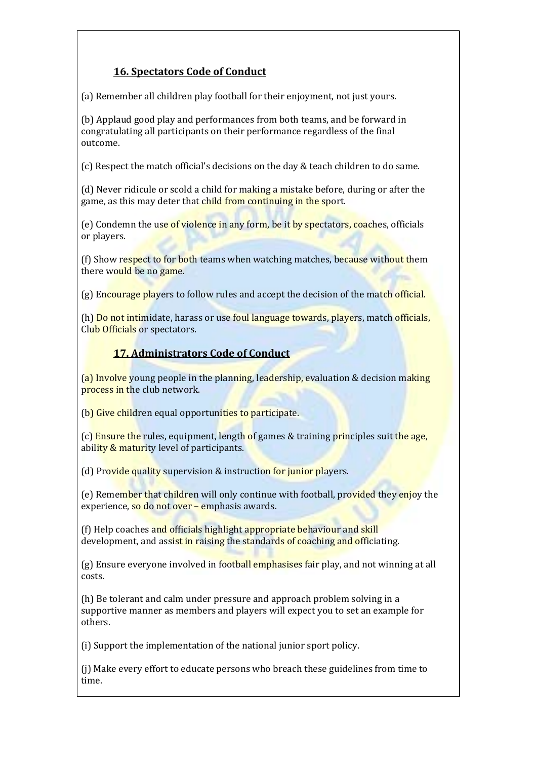## 16. Spectators Code of Conduct

(a) Remember all children play football for their enjoyment, not just yours.

(b) Applaud good play and performances from both teams, and be forward in congratulating all participants on their performance regardless of the final outcome.

(c) Respect the match official's decisions on the day & teach children to do same.

(d) Never ridicule or scold a child for making a mistake before, during or after the game, as this may deter that child from continuing in the sport.

(e) Condemn the use of violence in any form, be it by spectators, coaches, officials or players.

(f) Show respect to for both teams when watching matches, because without them there would be no game.

(g) Encourage players to follow rules and accept the decision of the match official.

(h) Do not intimidate, harass or use foul language towards, players, match officials, Club Officials or spectators.

## 17. Administrators Code of Conduct

(a) Involve young people in the planning, leadership, evaluation & decision making process in the club network.

(b) Give children equal opportunities to participate.

(c) Ensure the rules, equipment, length of games & training principles suit the age, ability & maturity level of participants.

(d) Provide quality supervision & instruction for junior players.

(e) Remember that children will only continue with football, provided they enjoy the experience, so do not over – emphasis awards.

(f) Help coaches and officials highlight appropriate behaviour and skill development, and assist in raising the standards of coaching and officiating.

(g) Ensure everyone involved in football emphasises fair play, and not winning at all costs.

(h) Be tolerant and calm under pressure and approach problem solving in a supportive manner as members and players will expect you to set an example for others.

(i) Support the implementation of the national junior sport policy.

(j) Make every effort to educate persons who breach these guidelines from time to time.